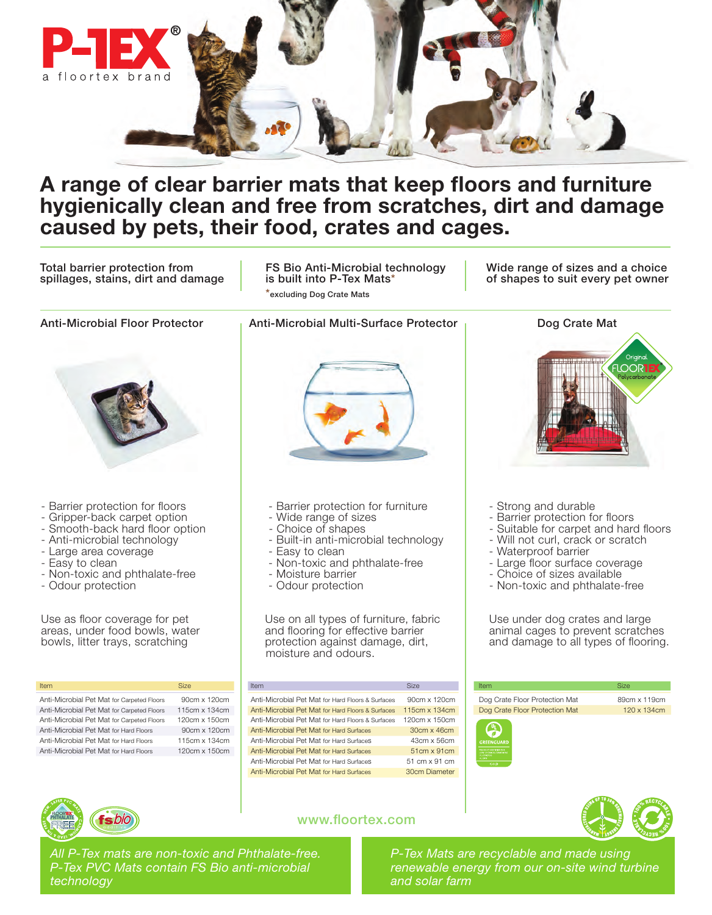P-TEX®

a floortex brand

# A range of clear barrier mats that keep floors and furniture hygienically clean and free from scratches, dirt and damage caused by pets, their food, crates and cages.

Total barrier protection from spillages, stains, dirt and damage

FS Bio Anti-Microbial technology is built into P-Tex Mats*

*excluding Dog Crate Mats

Wide range of sizes and a choice of shapes to suit every pet owner

## Anti-Microbial Floor Protector

- Barrier protection for floors
- Gripper-back carpet option
- Smooth-back hard floor option
- Anti-microbial technology
- Large area coverage
- Easy to clean
- Non-toxic and phthalate-free
- Odour protection

Use as floor coverage for pet areas, under food bowls, water bowls, litter trays, scratching

| Item | Size |
|---|---|
| Anti-Microbial Pet Mat for Carpeted Floors | 90cm x 120cm |
| Anti-Microbial Pet Mat for Carpeted Floors | 115cm x 134cm |
| Anti-Microbial Pet Mat for Carpeted Floors | 120cm x 150cm |
| Anti-Microbial Pet Mat for Hard Floors | 90cm x 120cm |
| Anti-Microbial Pet Mat for Hard Floors | 115cm x 134cm |
| Anti-Microbial Pet Mat for Hard Floors | 120cm x 150cm |

## Anti-Microbial Multi-Surface Protector

- Barrier protection for furniture
- Wide range of sizes
- Choice of shapes
- Built-in anti-microbial technology
- Easy to clean
- Non-toxic and phthalate-free
- Moisture barrier
- Odour protection

Use on all types of furniture, fabric and flooring for effective barrier protection against damage, dirt, moisture and odours.

| Item | Size |
|---|---|
| Anti-Microbial Pet Mat for Hard Floors & Surfaces | 90cm x 120cm |
| Anti-Microbial Pet Mat for Hard Floors & Surfaces | 115cm x 134cm |
| Anti-Microbial Pet Mat for Hard Floors & Surfaces | 120cm x 150cm |
| Anti-Microbial Pet Mat for Hard Surfaces | 30cm x 46cm |
| Anti-Microbial Pet Mat for Hard Surfaces | 43cm x 56cm |
| Anti-Microbial Pet Mat for Hard Surfaces | 51cm x 91cm |
| Anti-Microbial Pet Mat for Hard Surfaces | 51 cm x 91 cm |
| Anti-Microbial Pet Mat for Hard Surfaces | 30cm Diameter |

## Dog Crate Mat

Original FLOORTEX Polycarbonate

- Strong and durable
- Barrier protection for floors
- Suitable for carpet and hard floors
- Will not curl, crack or scratch
- Waterproof barrier
- Large floor surface coverage
- Choice of sizes available
- Non-toxic and phthalate-free

Use under dog crates and large animal cages to prevent scratches and damage to all types of flooring.

| Item | Size |
|---|---|
| Dog Crate Floor Protection Mat | 89cm x 119cm |
| Dog Crate Floor Protection Mat | 120 x 134cm |

GREENGUARD

PHTHALATE FREE · fsbio

www.floortex.com

*All P-Tex mats are non-toxic and Phthalate-free. P-Tex PVC Mats contain FS Bio anti-microbial technology*

*P-Tex Mats are recyclable and made using renewable energy from our on-site wind turbine and solar farm*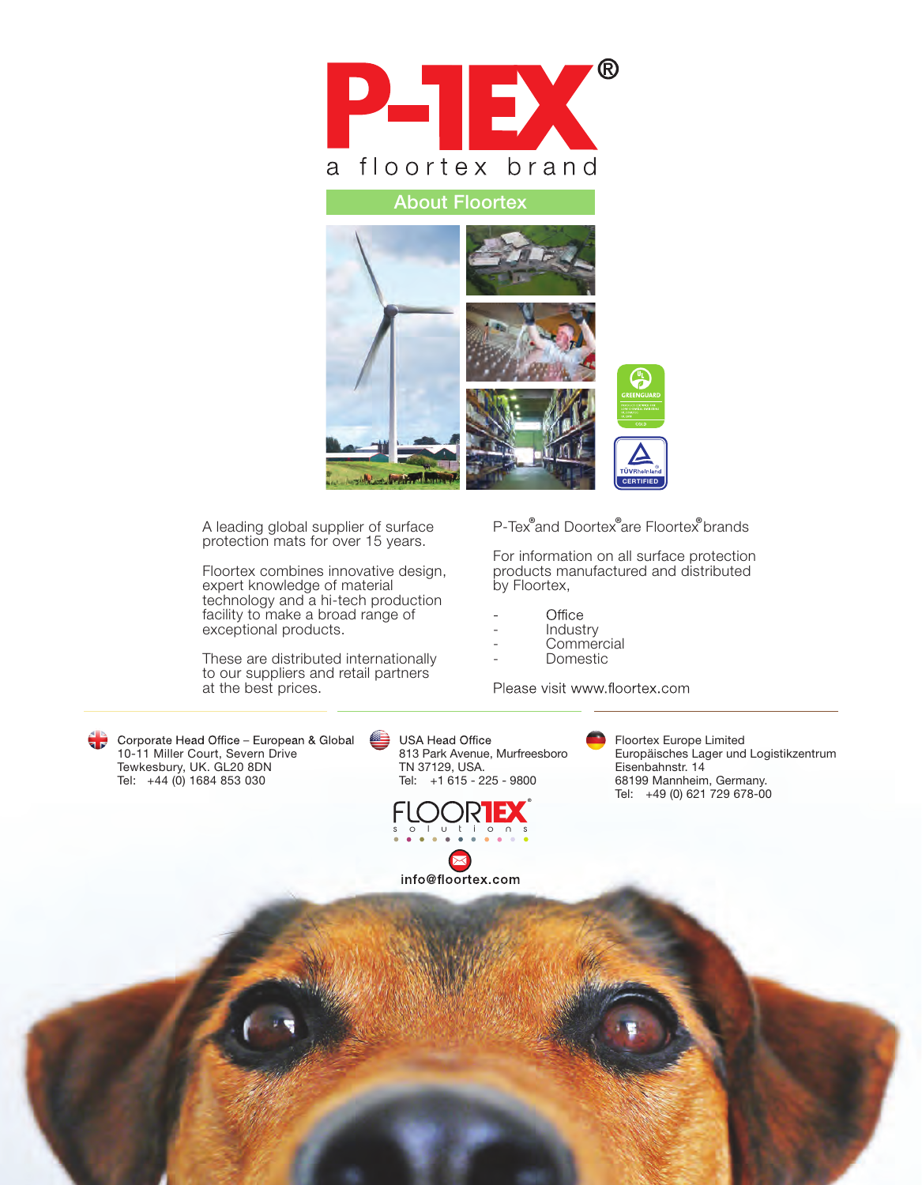# P-TEX®

a floortex brand

## About Floortex

A leading global supplier of surface protection mats for over 15 years.

Floortex combines innovative design, expert knowledge of material technology and a hi-tech production facility to make a broad range of exceptional products.

These are distributed internationally to our suppliers and retail partners at the best prices.

P-Tex® and Doortex® are Floortex® brands

For information on all surface protection products manufactured and distributed by Floortex,

- Office
- Industry
- Commercial
- Domestic

Please visit www.floortex.com

Corporate Head Office – European & Global
10-11 Miller Court, Severn Drive
Tewkesbury, UK. GL20 8DN
Tel: +44 (0) 1684 853 030

USA Head Office
813 Park Avenue, Murfreesboro
TN 37129, USA.
Tel: +1 615 - 225 - 9800

Floortex Europe Limited
Europäisches Lager und Logistikzentrum
Eisenbahnstr. 14
68199 Mannheim, Germany.
Tel: +49 (0) 621 729 678-00

FLOORTEX® solutions

info@floortex.com